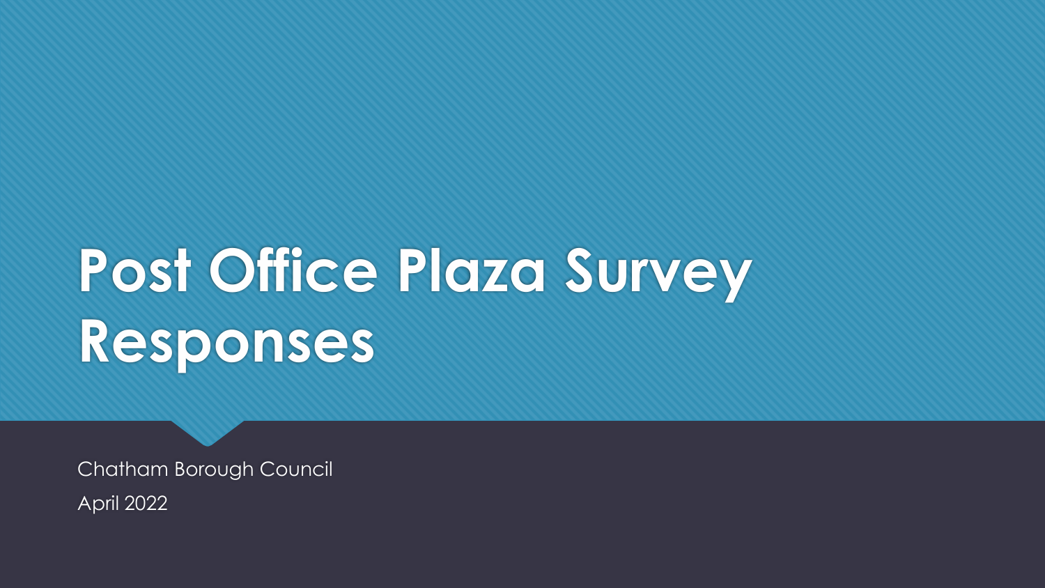# Post Office Plaza Survey Responses

Chatham Borough Council

April 2022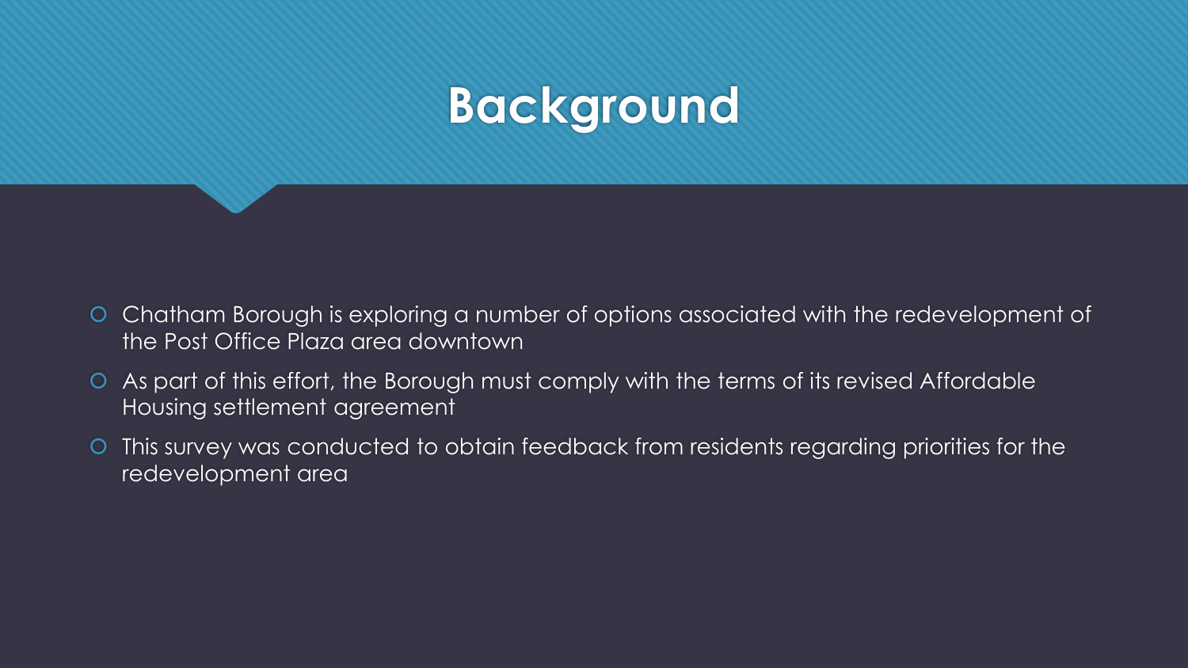# Background

- Chatham Borough is exploring a number of options associated with the redevelopment of the Post Office Plaza area downtown
- As part of this effort, the Borough must comply with the terms of its revised Affordable Housing settlement agreement
- This survey was conducted to obtain feedback from residents regarding priorities for the redevelopment area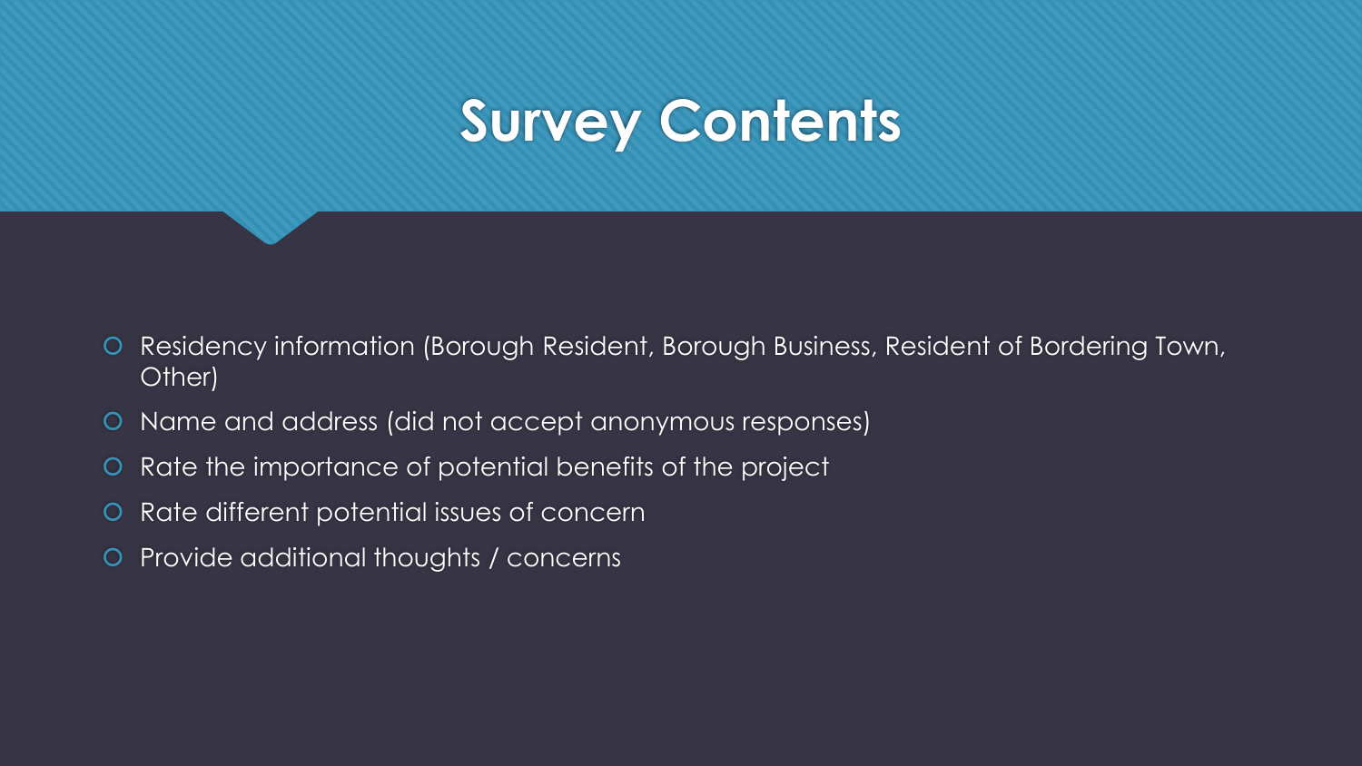# Survey Contents

- Residency information (Borough Resident, Borough Business, Resident of Bordering Town, Other)
- Name and address (did not accept anonymous responses)
- Rate the importance of potential benefits of the project
- Rate different potential issues of concern
- Provide additional thoughts / concerns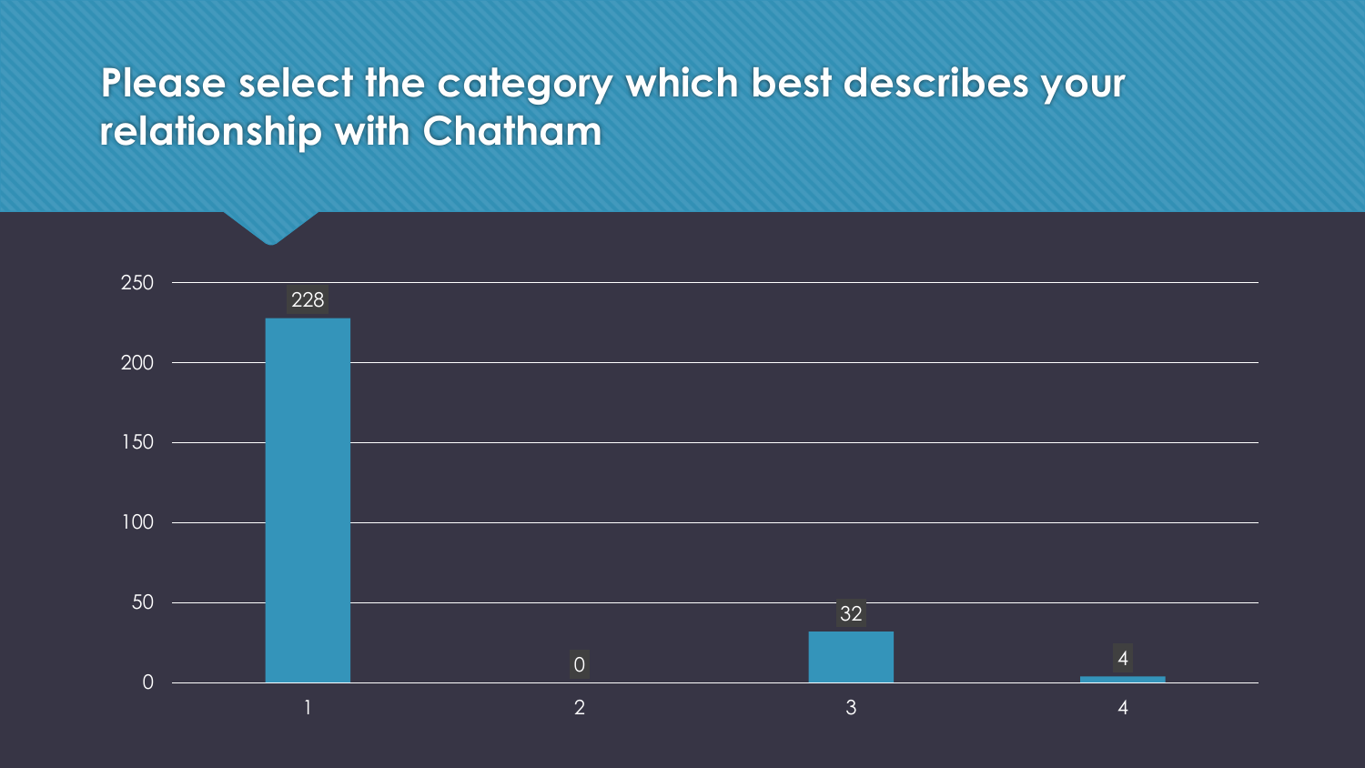# Please select the category which best describes your relationship with Chatham

| Category | Responses |
| --- | --- |
| 1 | 228 |
| 2 | 0 |
| 3 | 32 |
| 4 | 4 |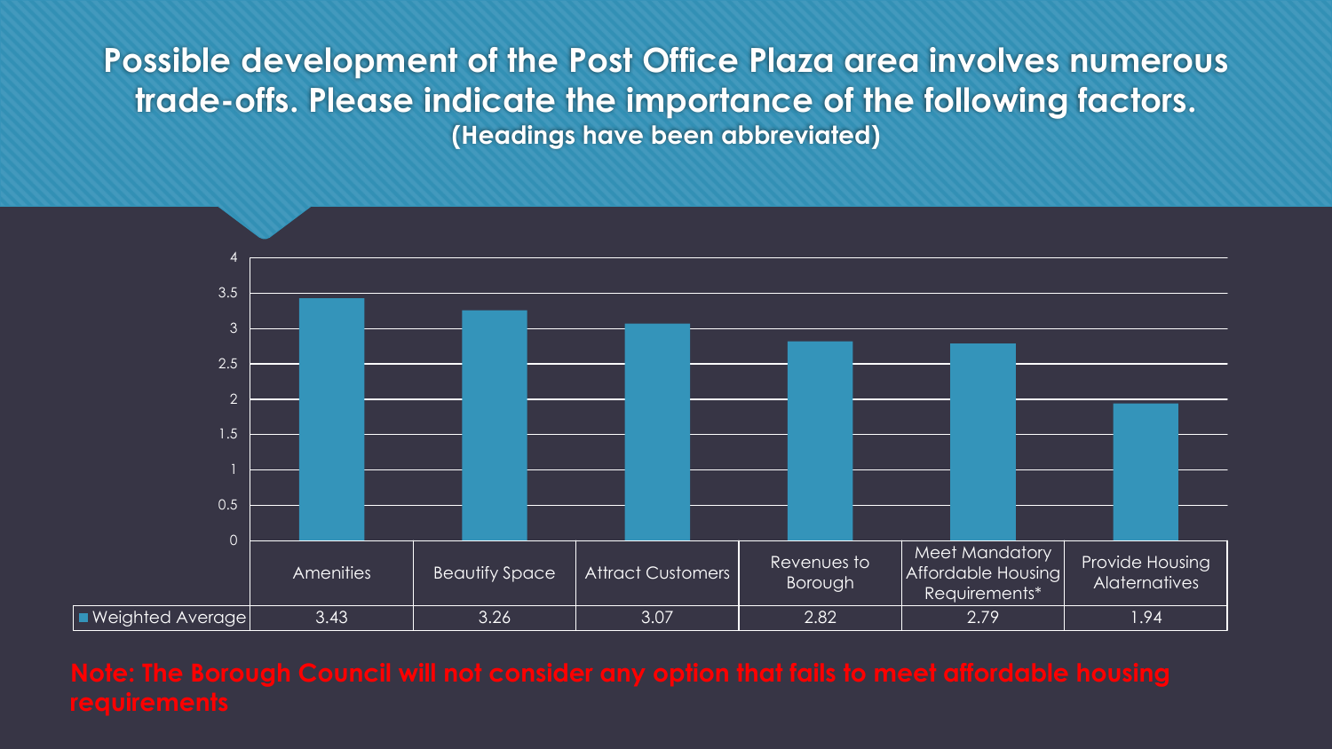# Possible development of the Post Office Plaza area involves numerous trade-offs. Please indicate the importance of the following factors.

**(Headings have been abbreviated)**

| | Amenities | Beautify Space | Attract Customers | Revenues to Borough | Meet Mandatory Affordable Housing Requirements* | Provide Housing Alaternatives |
|---|---|---|---|---|---|---|
| Weighted Average | 3.43 | 3.26 | 3.07 | 2.82 | 2.79 | 1.94 |

**Note: The Borough Council will not consider any option that fails to meet affordable housing requirements**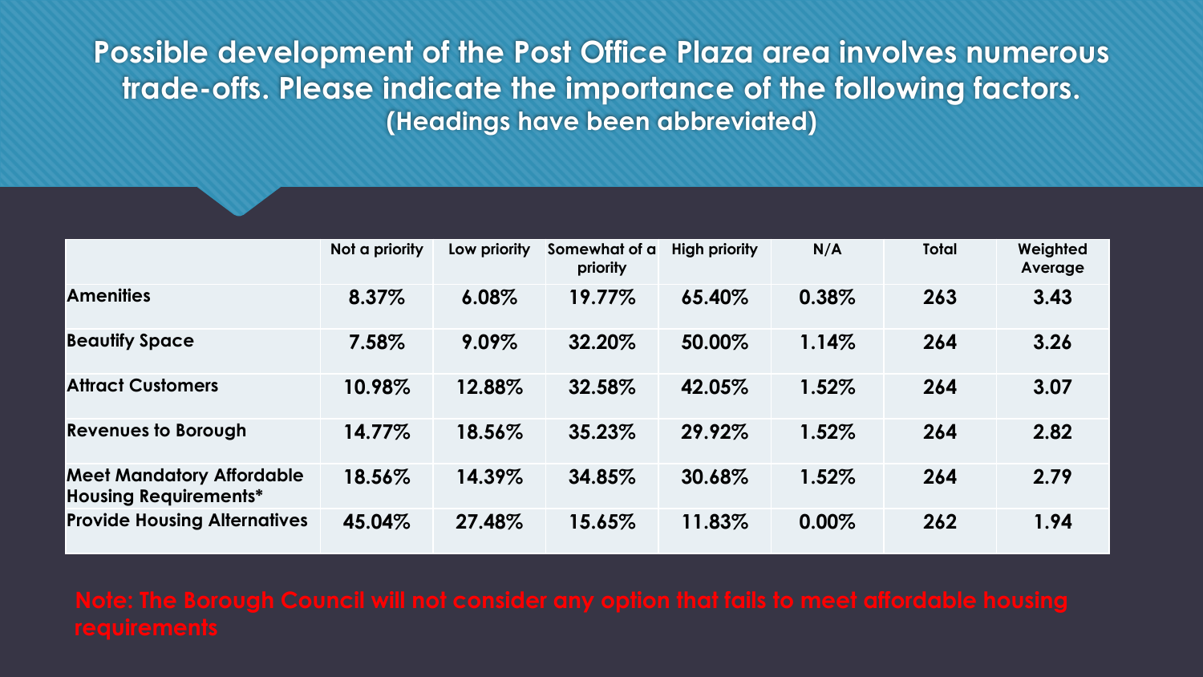# Possible development of the Post Office Plaza area involves numerous trade-offs. Please indicate the importance of the following factors.

**(Headings have been abbreviated)**

| | Not a priority | Low priority | Somewhat of a priority | High priority | N/A | Total | Weighted Average |
|---|---|---|---|---|---|---|---|
| **Amenities** | 8.37% | 6.08% | 19.77% | 65.40% | 0.38% | 263 | 3.43 |
| **Beautify Space** | 7.58% | 9.09% | 32.20% | 50.00% | 1.14% | 264 | 3.26 |
| **Attract Customers** | 10.98% | 12.88% | 32.58% | 42.05% | 1.52% | 264 | 3.07 |
| **Revenues to Borough** | 14.77% | 18.56% | 35.23% | 29.92% | 1.52% | 264 | 2.82 |
| **Meet Mandatory Affordable Housing Requirements*** | 18.56% | 14.39% | 34.85% | 30.68% | 1.52% | 264 | 2.79 |
| **Provide Housing Alternatives** | 45.04% | 27.48% | 15.65% | 11.83% | 0.00% | 262 | 1.94 |

**Note: The Borough Council will not consider any option that fails to meet affordable housing requirements**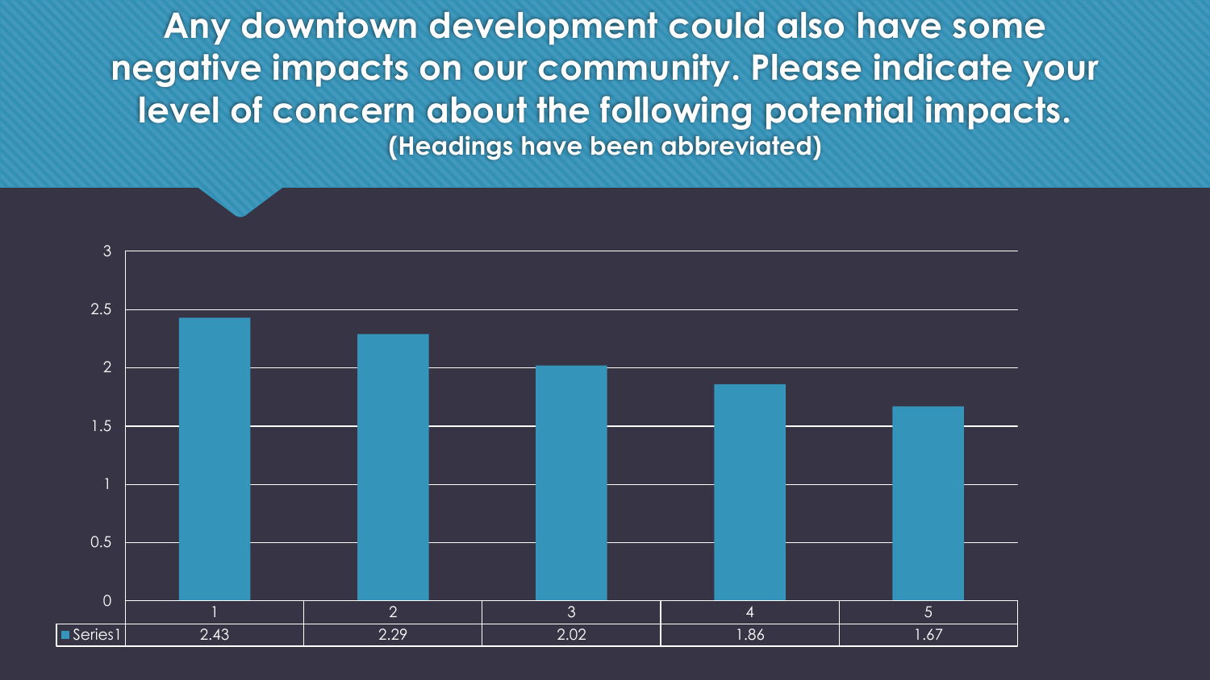# Any downtown development could also have some negative impacts on our community. Please indicate your level of concern about the following potential impacts.

**(Headings have been abbreviated)**

| | 1 | 2 | 3 | 4 | 5 |
|---|---|---|---|---|---|
| Series1 | 2.43 | 2.29 | 2.02 | 1.86 | 1.67 |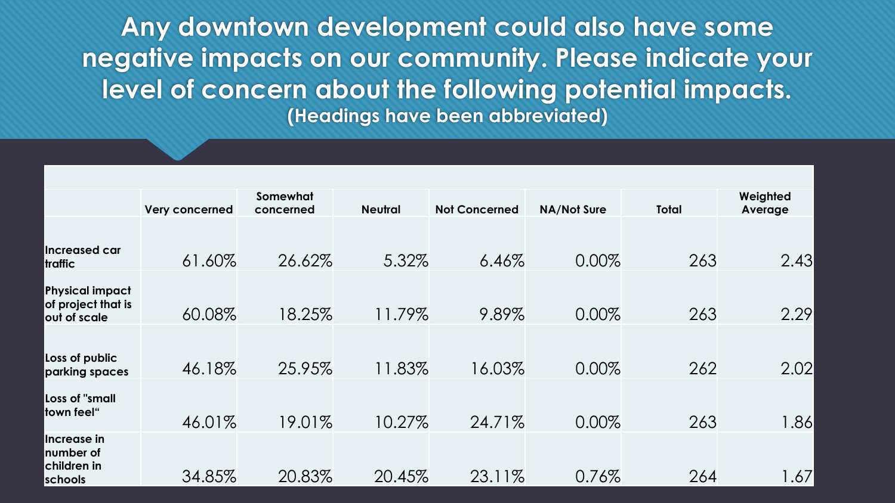# Any downtown development could also have some negative impacts on our community. Please indicate your level of concern about the following potential impacts.

**(Headings have been abbreviated)**

| | Very concerned | Somewhat concerned | Neutral | Not Concerned | NA/Not Sure | Total | Weighted Average |
|---|---|---|---|---|---|---|---|
| **Increased car traffic** | 61.60% | 26.62% | 5.32% | 6.46% | 0.00% | 263 | 2.43 |
| **Physical impact of project that is out of scale** | 60.08% | 18.25% | 11.79% | 9.89% | 0.00% | 263 | 2.29 |
| **Loss of public parking spaces** | 46.18% | 25.95% | 11.83% | 16.03% | 0.00% | 262 | 2.02 |
| **Loss of "small town feel"** | 46.01% | 19.01% | 10.27% | 24.71% | 0.00% | 263 | 1.86 |
| **Increase in number of children in schools** | 34.85% | 20.83% | 20.45% | 23.11% | 0.76% | 264 | 1.67 |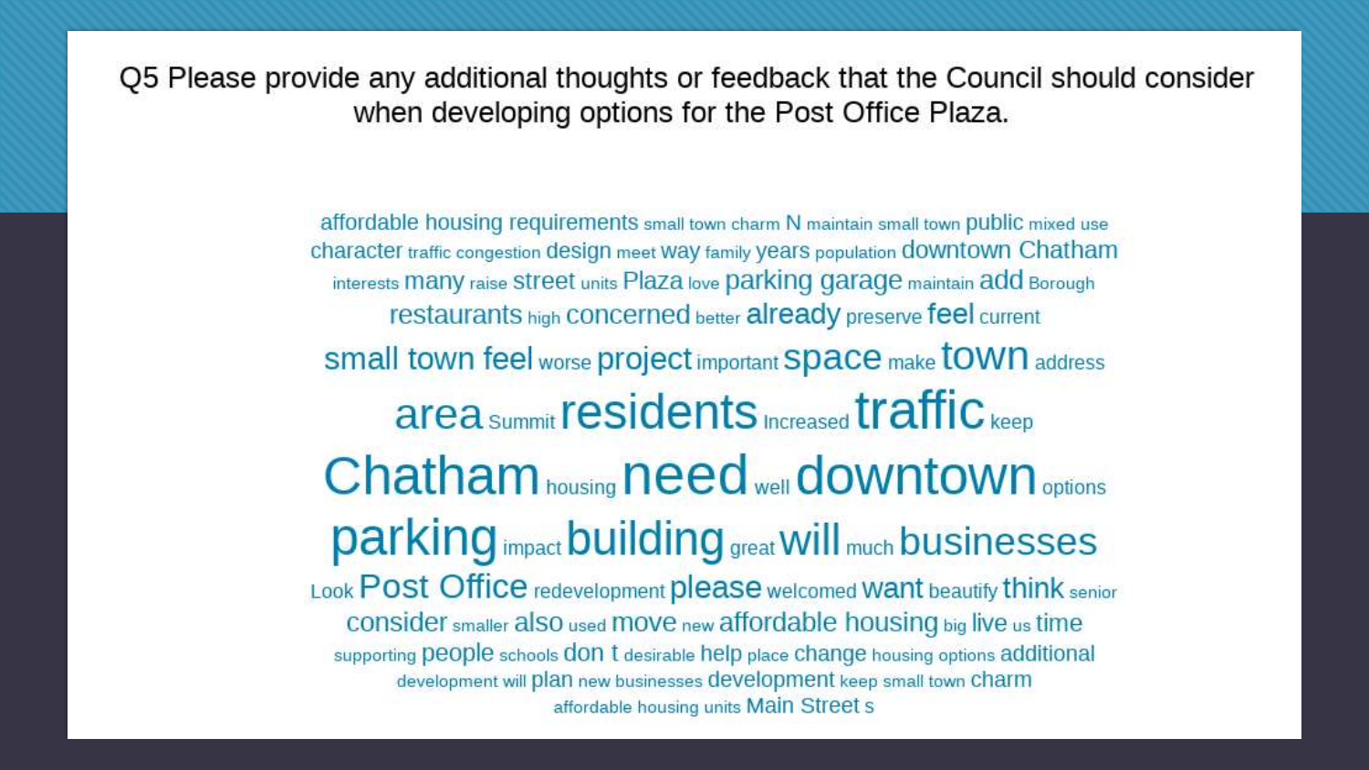Q5 Please provide any additional thoughts or feedback that the Council should consider when developing options for the Post Office Plaza.

affordable housing requirements small town charm N maintain small town public mixed use
character traffic congestion design meet way family years population downtown Chatham
interests many raise street units Plaza love parking garage maintain add Borough
restaurants high concerned better already preserve feel current
small town feel worse project important space make town address
area Summit residents Increased traffic keep
Chatham housing need well downtown options
parking impact building great will much businesses
Look Post Office redevelopment please welcomed want beautify think senior
consider smaller also used move new affordable housing big live us time
supporting people schools don t desirable help place change housing options additional
development will plan new businesses development keep small town charm
affordable housing units Main Street s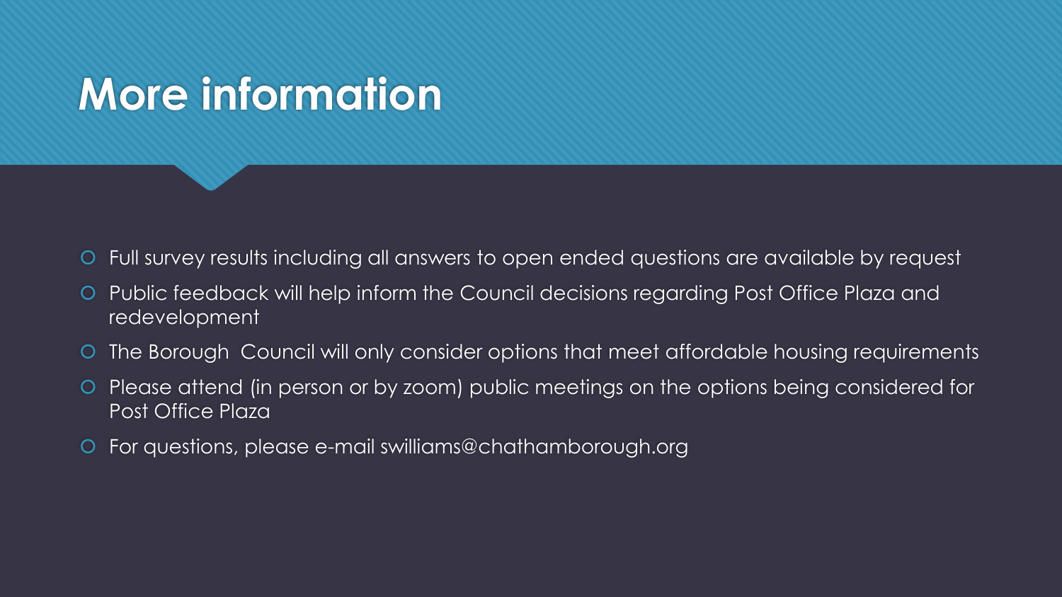# More information

- Full survey results including all answers to open ended questions are available by request
- Public feedback will help inform the Council decisions regarding Post Office Plaza and redevelopment
- The Borough  Council will only consider options that meet affordable housing requirements
- Please attend (in person or by zoom) public meetings on the options being considered for Post Office Plaza
- For questions, please e-mail swilliams@chathamborough.org